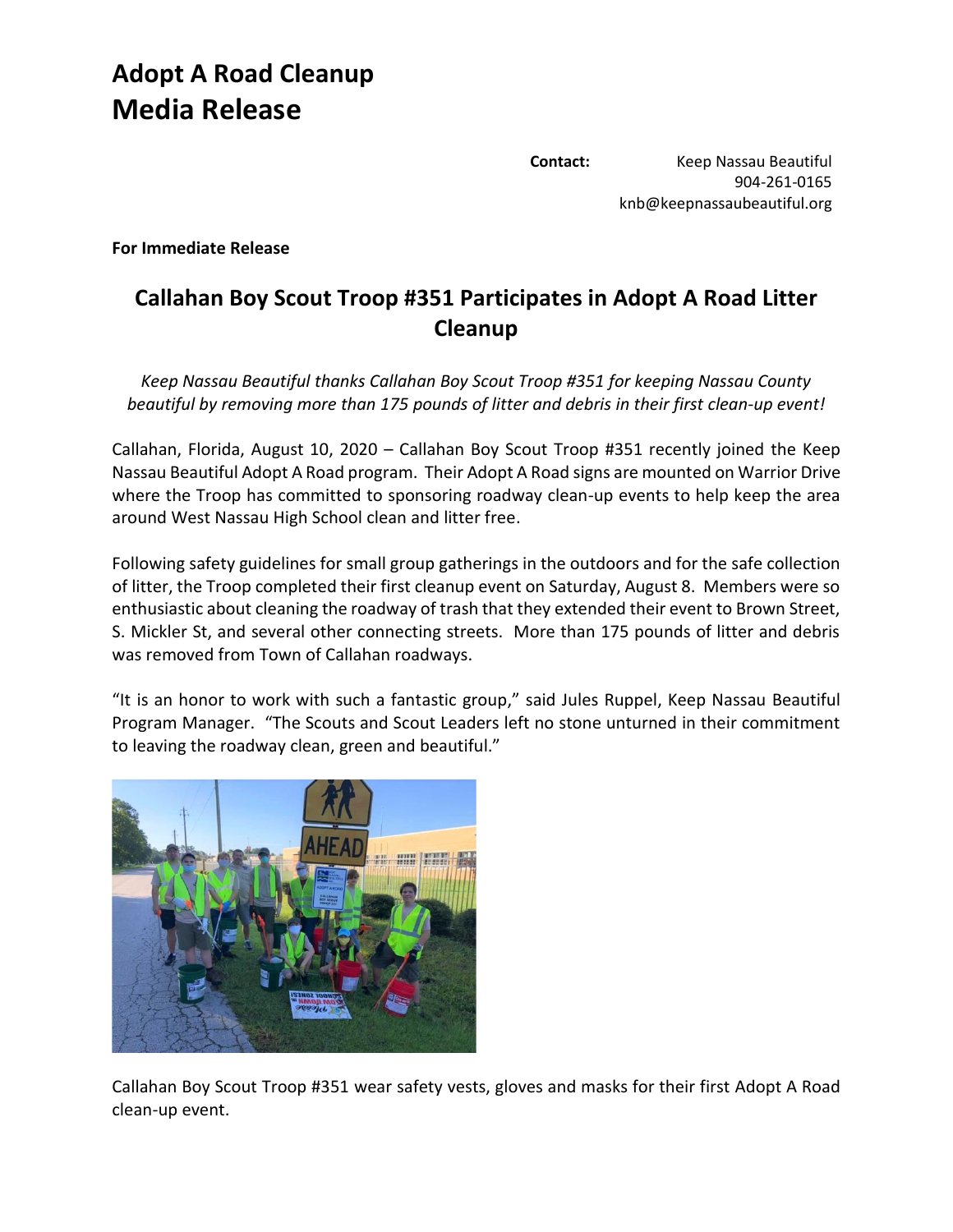# Adopt A Road Cleanup
# Media Release

**Contact:** Keep Nassau Beautiful
904-261-0165
knb@keepnassaubeautiful.org

**For Immediate Release**

## Callahan Boy Scout Troop #351 Participates in Adopt A Road Litter Cleanup

*Keep Nassau Beautiful thanks Callahan Boy Scout Troop #351 for keeping Nassau County beautiful by removing more than 175 pounds of litter and debris in their first clean-up event!*

Callahan, Florida, August 10, 2020 – Callahan Boy Scout Troop #351 recently joined the Keep Nassau Beautiful Adopt A Road program. Their Adopt A Road signs are mounted on Warrior Drive where the Troop has committed to sponsoring roadway clean-up events to help keep the area around West Nassau High School clean and litter free.

Following safety guidelines for small group gatherings in the outdoors and for the safe collection of litter, the Troop completed their first cleanup event on Saturday, August 8. Members were so enthusiastic about cleaning the roadway of trash that they extended their event to Brown Street, S. Mickler St, and several other connecting streets. More than 175 pounds of litter and debris was removed from Town of Callahan roadways.

"It is an honor to work with such a fantastic group," said Jules Ruppel, Keep Nassau Beautiful Program Manager. "The Scouts and Scout Leaders left no stone unturned in their commitment to leaving the roadway clean, green and beautiful."

Callahan Boy Scout Troop #351 wear safety vests, gloves and masks for their first Adopt A Road clean-up event.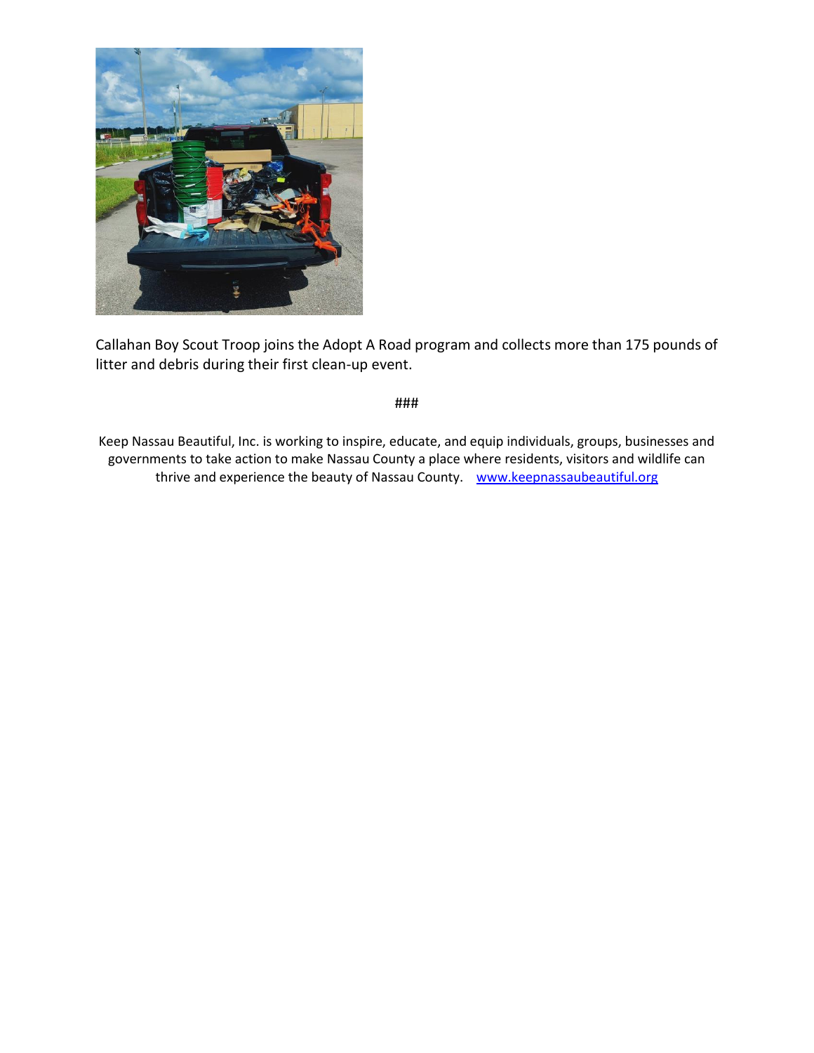Callahan Boy Scout Troop joins the Adopt A Road program and collects more than 175 pounds of litter and debris during their first clean-up event.

###

Keep Nassau Beautiful, Inc. is working to inspire, educate, and equip individuals, groups, businesses and governments to take action to make Nassau County a place where residents, visitors and wildlife can thrive and experience the beauty of Nassau County. [www.keepnassaubeautiful.org](http://www.keepnassaubeautiful.org)